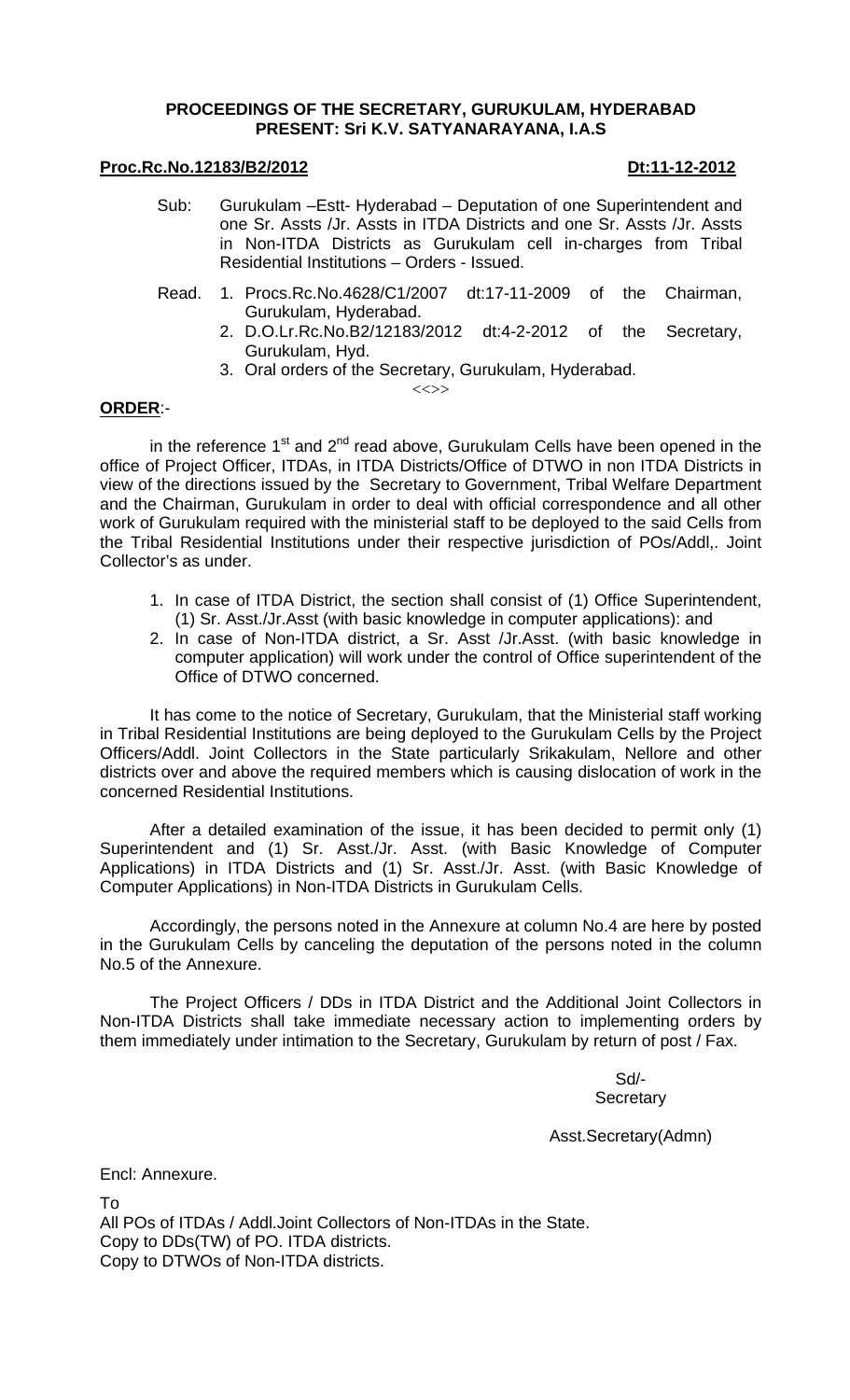**PROCEEDINGS OF THE SECRETARY, GURUKULAM, HYDERABAD**
**PRESENT: Sri K.V. SATYANARAYANA, I.A.S**

**Proc.Rc.No.12183/B2/2012** **Dt:11-12-2012**

Sub: Gurukulam –Estt- Hyderabad – Deputation of one Superintendent and one Sr. Assts /Jr. Assts in ITDA Districts and one Sr. Assts /Jr. Assts in Non-ITDA Districts as Gurukulam cell in-charges from Tribal Residential Institutions – Orders - Issued.

Read.
1. Procs.Rc.No.4628/C1/2007 dt:17-11-2009 of the Chairman, Gurukulam, Hyderabad.
2. D.O.Lr.Rc.No.B2/12183/2012 dt:4-2-2012 of the Secretary, Gurukulam, Hyd.
3. Oral orders of the Secretary, Gurukulam, Hyderabad.

<<>>

**ORDER**:-

in the reference 1st and 2nd read above, Gurukulam Cells have been opened in the office of Project Officer, ITDAs, in ITDA Districts/Office of DTWO in non ITDA Districts in view of the directions issued by the Secretary to Government, Tribal Welfare Department and the Chairman, Gurukulam in order to deal with official correspondence and all other work of Gurukulam required with the ministerial staff to be deployed to the said Cells from the Tribal Residential Institutions under their respective jurisdiction of POs/Addl,. Joint Collector's as under.

1. In case of ITDA District, the section shall consist of (1) Office Superintendent, (1) Sr. Asst./Jr.Asst (with basic knowledge in computer applications): and
2. In case of Non-ITDA district, a Sr. Asst /Jr.Asst. (with basic knowledge in computer application) will work under the control of Office superintendent of the Office of DTWO concerned.

It has come to the notice of Secretary, Gurukulam, that the Ministerial staff working in Tribal Residential Institutions are being deployed to the Gurukulam Cells by the Project Officers/Addl. Joint Collectors in the State particularly Srikakulam, Nellore and other districts over and above the required members which is causing dislocation of work in the concerned Residential Institutions.

After a detailed examination of the issue, it has been decided to permit only (1) Superintendent and (1) Sr. Asst./Jr. Asst. (with Basic Knowledge of Computer Applications) in ITDA Districts and (1) Sr. Asst./Jr. Asst. (with Basic Knowledge of Computer Applications) in Non-ITDA Districts in Gurukulam Cells.

Accordingly, the persons noted in the Annexure at column No.4 are here by posted in the Gurukulam Cells by canceling the deputation of the persons noted in the column No.5 of the Annexure.

The Project Officers / DDs in ITDA District and the Additional Joint Collectors in Non-ITDA Districts shall take immediate necessary action to implementing orders by them immediately under intimation to the Secretary, Gurukulam by return of post / Fax.

Sd/-
Secretary

Asst.Secretary(Admn)

Encl: Annexure.

To
All POs of ITDAs / Addl.Joint Collectors of Non-ITDAs in the State.
Copy to DDs(TW) of PO. ITDA districts.
Copy to DTWOs of Non-ITDA districts.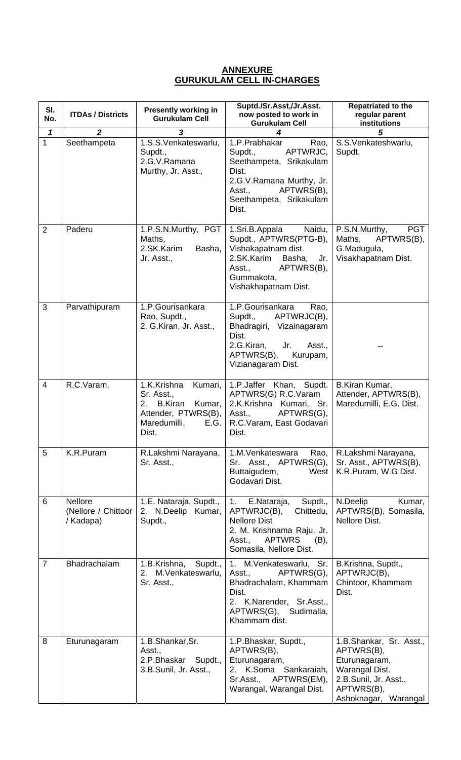## ANNEXURE
## GURUKULAM CELL IN-CHARGES

| Sl. No. | ITDAs / Districts | Presently working in Gurukulam Cell | Suptd./Sr.Asst,/Jr.Asst. now posted to work in Gurukulam Cell | Repatriated to the regular parent institutions |
|---|---|---|---|---|
| *1* | *2* | *3* | *4* | *5* |
| 1 | Seethampeta | 1.S.S.Venkateswarlu, Supdt., 2.G.V.Ramana Murthy, Jr. Asst., | 1.P.Prabhakar Rao, Supdt., APTWRJC, Seethampeta, Srikakulam Dist. 2.G.V.Ramana Murthy, Jr. Asst., APTWRS(B), Seethampeta, Srikakulam Dist. | S.S.Venkateshwarlu, Supdt. |
| 2 | Paderu | 1.P.S.N.Murthy, PGT Maths, 2.SK.Karim Basha, Jr. Asst., | 1.Sri.B.Appala Naidu, Supdt., APTWRS(PTG-B), Vishakapatnam dist. 2.SK.Karim Basha, Jr. Asst., APTWRS(B), Gummakota, Vishakhapatnam Dist. | P.S.N.Murthy, PGT Maths, APTWRS(B), G.Madugula, Visakhapatnam Dist. |
| 3 | Parvathipuram | 1.P.Gourisankara Rao, Supdt., 2. G.Kiran, Jr. Asst., | 1.P.Gourisankara Rao, Supdt., APTWRJC(B), Bhadragiri, Vizainagaram Dist. 2.G.Kiran, Jr. Asst., APTWRS(B), Kurupam, Vizianagaram Dist. | -- |
| 4 | R.C.Varam, | 1.K.Krishna Kumari, Sr. Asst., 2. B.Kiran Kumar, Attender, PTWRS(B), Maredumilli, E.G. Dist. | 1.P.Jaffer Khan, Supdt. APTWRS(G) R.C.Varam 2.K.Krishna Kumari, Sr. Asst., APTWRS(G), R.C.Varam, East Godavari Dist. | B.Kiran Kumar, Attender, APTWRS(B), Maredumilli, E.G. Dist. |
| 5 | K.R.Puram | R.Lakshmi Narayana, Sr. Asst., | 1.M.Venkateswara Rao, Sr. Asst., APTWRS(G), Buttaigudem, West Godavari Dist. | R.Lakshmi Narayana, Sr. Asst., APTWRS(B), K.R.Puram, W.G Dist. |
| 6 | Nellore (Nellore / Chittoor / Kadapa) | 1.E. Nataraja, Supdt., 2. N.Deelip Kumar, Supdt., | 1. E.Nataraja, Supdt., APTWRJC(B), Chittedu, Nellore Dist 2. M. Krishnama Raju, Jr. Asst., APTWRS (B), Somasila, Nellore Dist. | N.Deelip Kumar, APTWRS(B), Somasila, Nellore Dist. |
| 7 | Bhadrachalam | 1.B.Krishna, Supdt., 2. M.Venkateswarlu, Sr. Asst., | 1. M.Venkateswarlu, Sr. Asst., APTWRS(G), Bhadrachalam, Khammam Dist. 2. K.Narender, Sr.Asst., APTWRS(G), Sudimalla, Khammam dist. | B.Krishna, Supdt., APTWRJC(B), Chintoor, Khammam Dist. |
| 8 | Eturunagaram | 1.B.Shankar,Sr. Asst., 2.P.Bhaskar Supdt., 3.B.Sunil, Jr. Asst., | 1.P.Bhaskar, Supdt., APTWRS(B), Eturunagaram, 2. K.Soma Sankaraiah, Sr.Asst., APTWRS(EM), Warangal, Warangal Dist. | 1.B.Shankar, Sr. Asst., APTWRS(B), Eturunagaram, Warangal Dist. 2.B.Sunil, Jr. Asst., APTWRS(B), Ashoknagar, Warangal |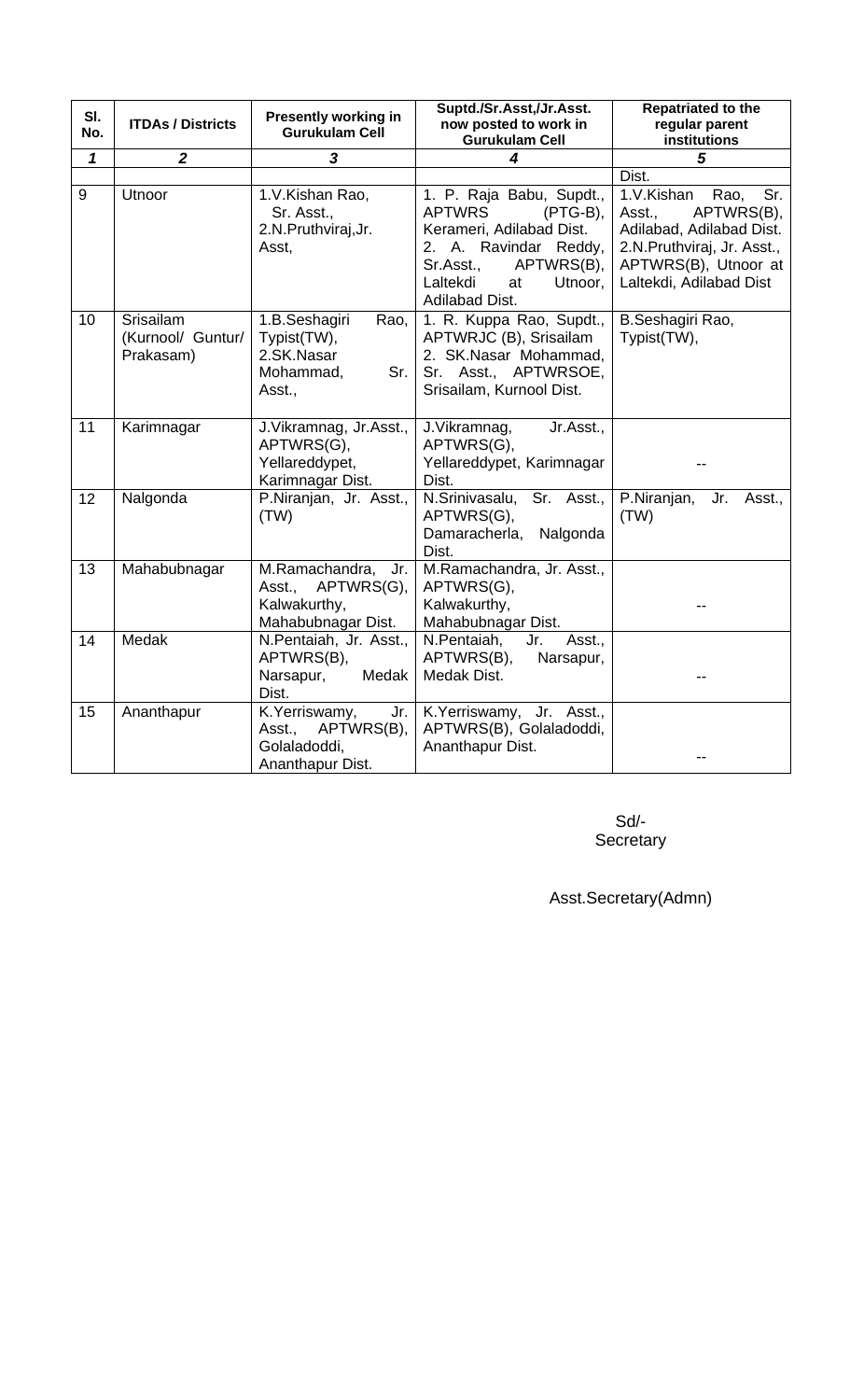| Sl. No. | ITDAs / Districts | Presently working in Gurukulam Cell | Suptd./Sr.Asst,/Jr.Asst. now posted to work in Gurukulam Cell | Repatriated to the regular parent institutions |
|---|---|---|---|---|
| **1** | **2** | **3** | **4** | **5** |
| | | | | Dist. |
| 9 | Utnoor | 1.V.Kishan Rao, Sr. Asst., 2.N.Pruthviraj,Jr. Asst, | 1. P. Raja Babu, Supdt., APTWRS (PTG-B), Kerameri, Adilabad Dist. 2. A. Ravindar Reddy, Sr.Asst., APTWRS(B), Laltekdi at Utnoor, Adilabad Dist. | 1.V.Kishan Rao, Sr. Asst., APTWRS(B), Adilabad, Adilabad Dist. 2.N.Pruthviraj, Jr. Asst., APTWRS(B), Utnoor at Laltekdi, Adilabad Dist |
| 10 | Srisailam (Kurnool/ Guntur/ Prakasam) | 1.B.Seshagiri Rao, Typist(TW), 2.SK.Nasar Mohammad, Sr. Asst., | 1. R. Kuppa Rao, Supdt., APTWRJC (B), Srisailam 2. SK.Nasar Mohammad, Sr. Asst., APTWRSOE, Srisailam, Kurnool Dist. | B.Seshagiri Rao, Typist(TW), |
| 11 | Karimnagar | J.Vikramnag, Jr.Asst., APTWRS(G), Yellareddypet, Karimnagar Dist. | J.Vikramnag, Jr.Asst., APTWRS(G), Yellareddypet, Karimnagar Dist. | -- |
| 12 | Nalgonda | P.Niranjan, Jr. Asst., (TW) | N.Srinivasalu, Sr. Asst., APTWRS(G), Damaracherla, Nalgonda Dist. | P.Niranjan, Jr. Asst., (TW) |
| 13 | Mahabubnagar | M.Ramachandra, Jr. Asst., APTWRS(G), Kalwakurthy, Mahabubnagar Dist. | M.Ramachandra, Jr. Asst., APTWRS(G), Kalwakurthy, Mahabubnagar Dist. | -- |
| 14 | Medak | N.Pentaiah, Jr. Asst., APTWRS(B), Narsapur, Medak Dist. | N.Pentaiah, Jr. Asst., APTWRS(B), Narsapur, Medak Dist. | -- |
| 15 | Ananthapur | K.Yerriswamy, Jr. Asst., APTWRS(B), Golaladoddi, Ananthapur Dist. | K.Yerriswamy, Jr. Asst., APTWRS(B), Golaladoddi, Ananthapur Dist. | -- |

Sd/-
Secretary

Asst.Secretary(Admn)